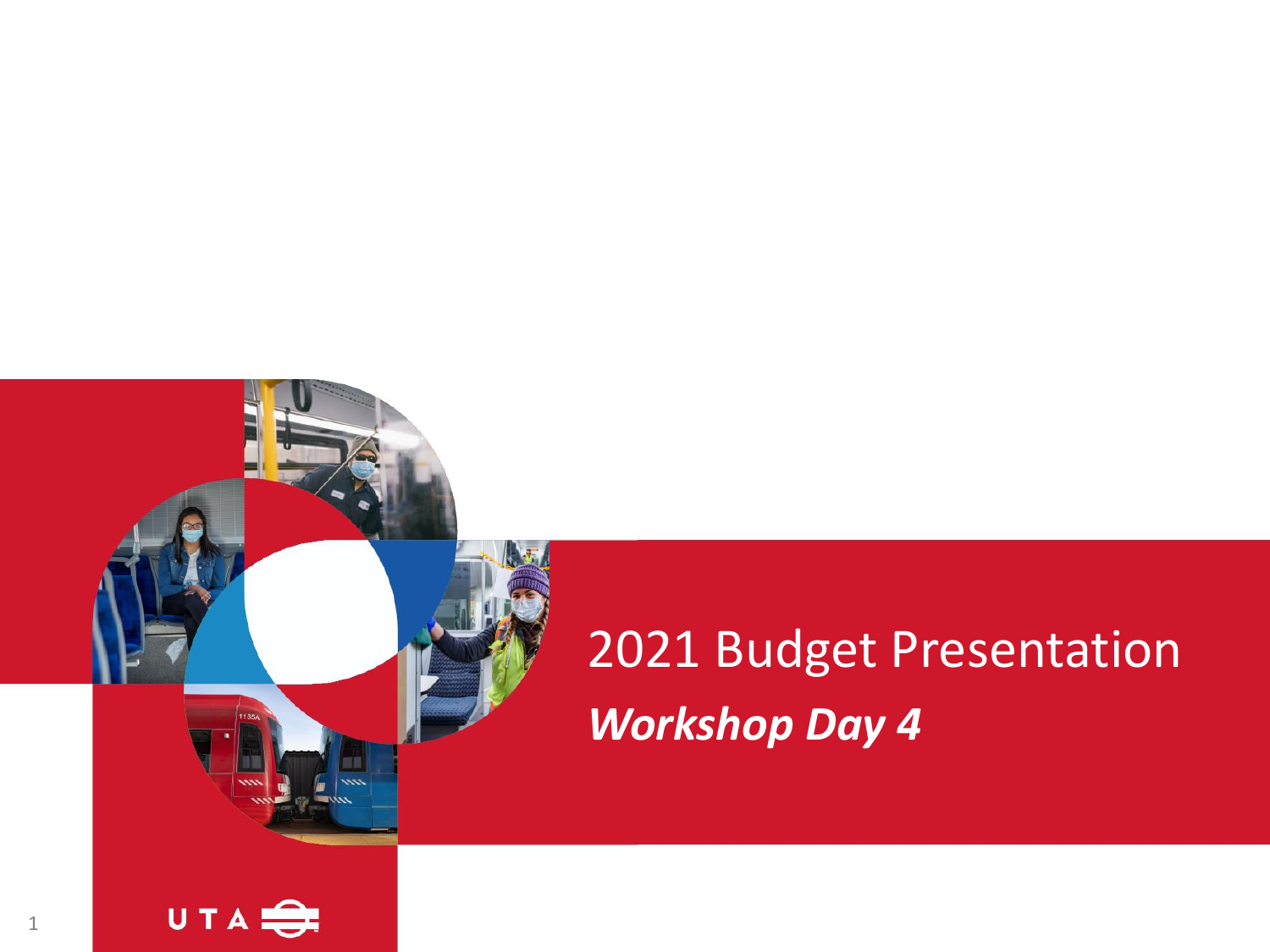# 2021 Budget Presentation

***Workshop Day 4***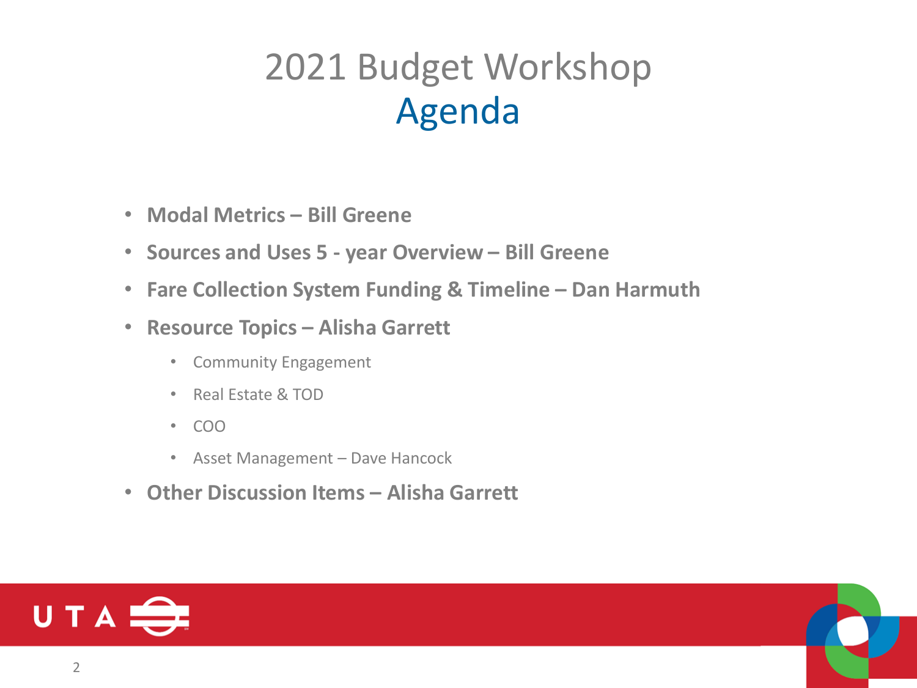# 2021 Budget Workshop
## Agenda

- **Modal Metrics – Bill Greene**
- **Sources and Uses 5 - year Overview – Bill Greene**
- **Fare Collection System Funding & Timeline – Dan Harmuth**
- **Resource Topics – Alisha Garrett**
  - Community Engagement
  - Real Estate & TOD
  - COO
  - Asset Management – Dave Hancock
- **Other Discussion Items – Alisha Garrett**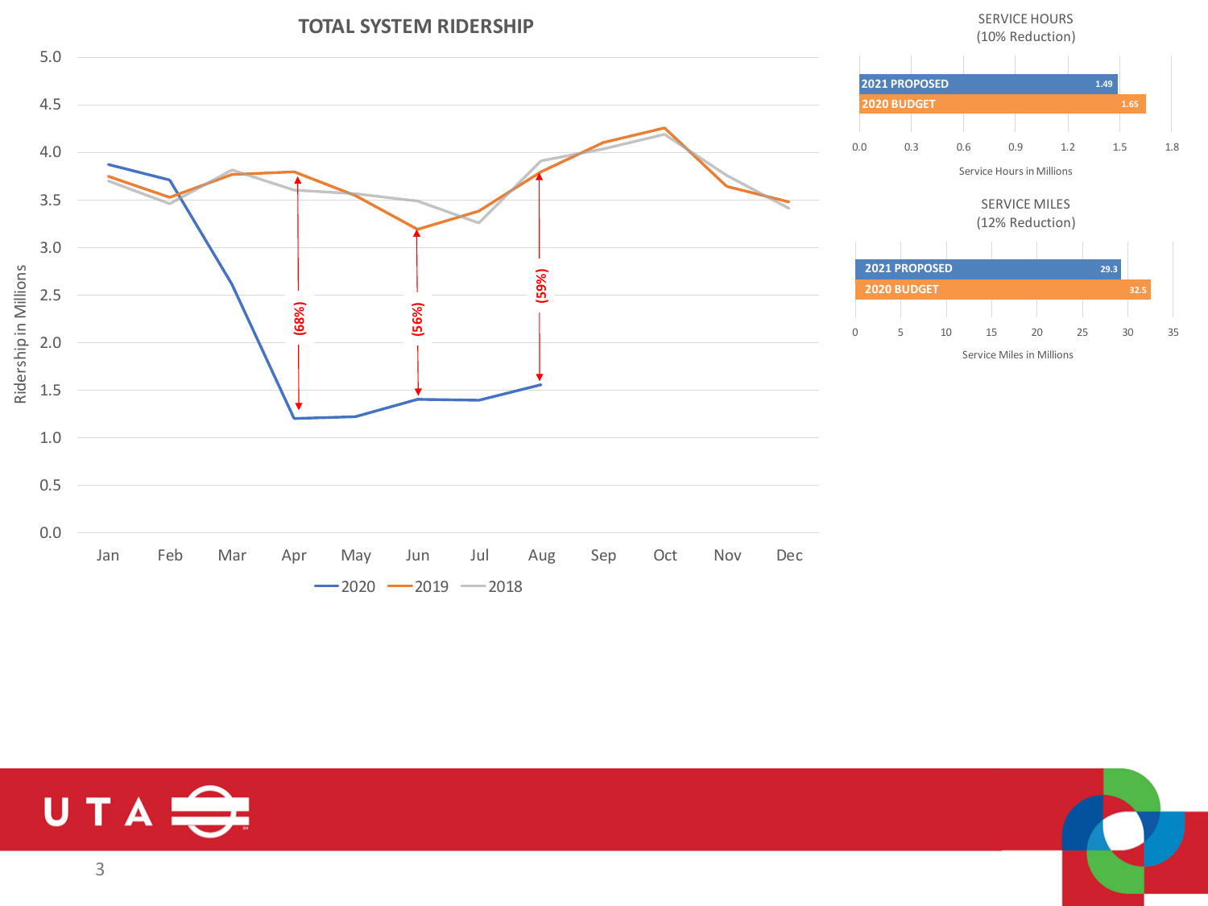## TOTAL SYSTEM RIDERSHIP

Ridership in Millions

(68%) (56%) (59%)

Jan Feb Mar Apr May Jun Jul Aug Sep Oct Nov Dec

2020 2019 2018

### SERVICE HOURS (10% Reduction)

| | Service Hours in Millions |
|---|---|
| 2021 PROPOSED | 1.49 |
| 2020 BUDGET | 1.65 |

### SERVICE MILES (12% Reduction)

| | Service Miles in Millions |
|---|---|
| 2021 PROPOSED | 29.3 |
| 2020 BUDGET | 32.5 |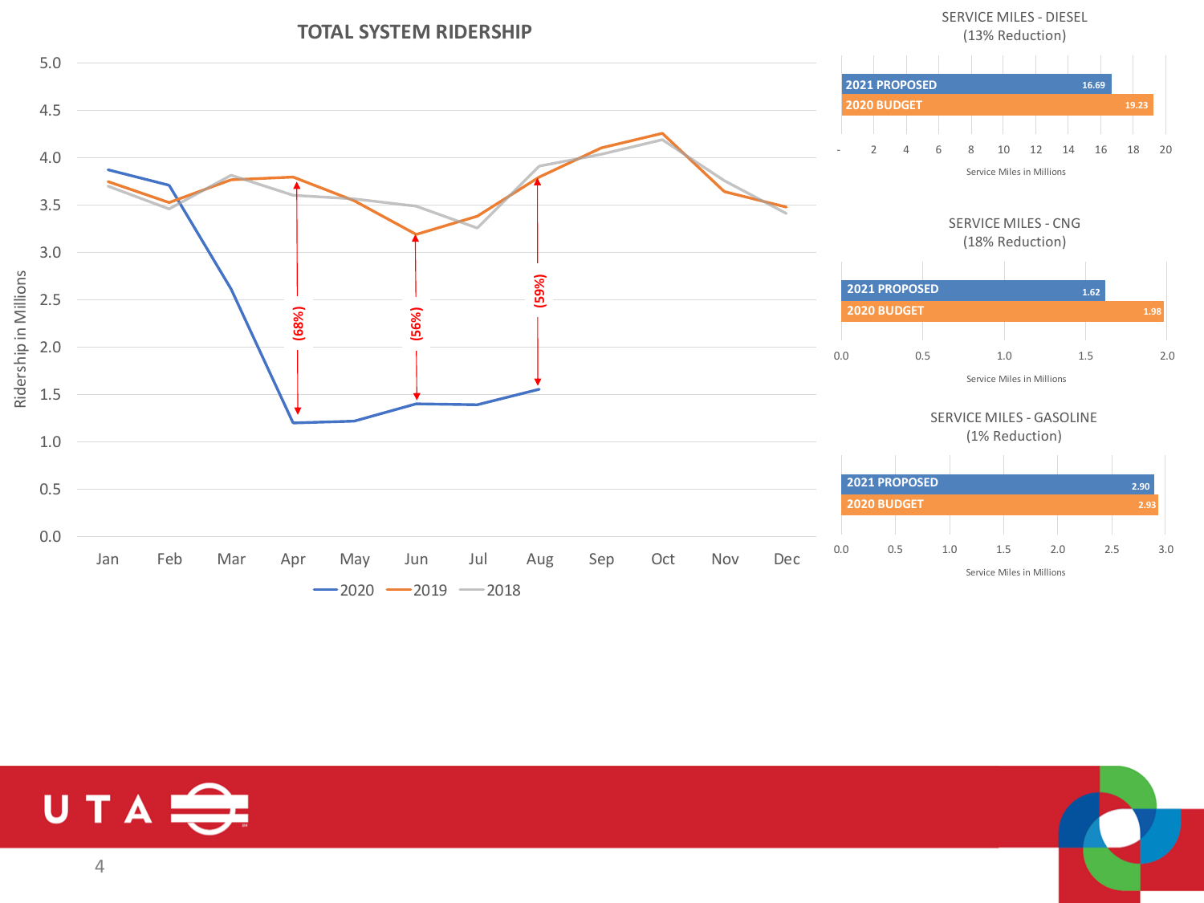## TOTAL SYSTEM RIDERSHIP

Ridership in Millions

| Month | 2020 | 2019 | 2018 |
|---|---|---|---|
| Jan | | | |
| Feb | | | |
| Mar | | | |
| Apr | (68%) | | |
| May | | | |
| Jun | (56%) | | |
| Jul | | | |
| Aug | (59%) | | |
| Sep | | | |
| Oct | | | |
| Nov | | | |
| Dec | | | |

## SERVICE MILES - DIESEL (13% Reduction)

| | Service Miles in Millions |
|---|---|
| 2021 PROPOSED | 16.69 |
| 2020 BUDGET | 19.23 |

## SERVICE MILES - CNG (18% Reduction)

| | Service Miles in Millions |
|---|---|
| 2021 PROPOSED | 1.62 |
| 2020 BUDGET | 1.98 |

## SERVICE MILES - GASOLINE (1% Reduction)

| | Service Miles in Millions |
|---|---|
| 2021 PROPOSED | 2.90 |
| 2020 BUDGET | 2.93 |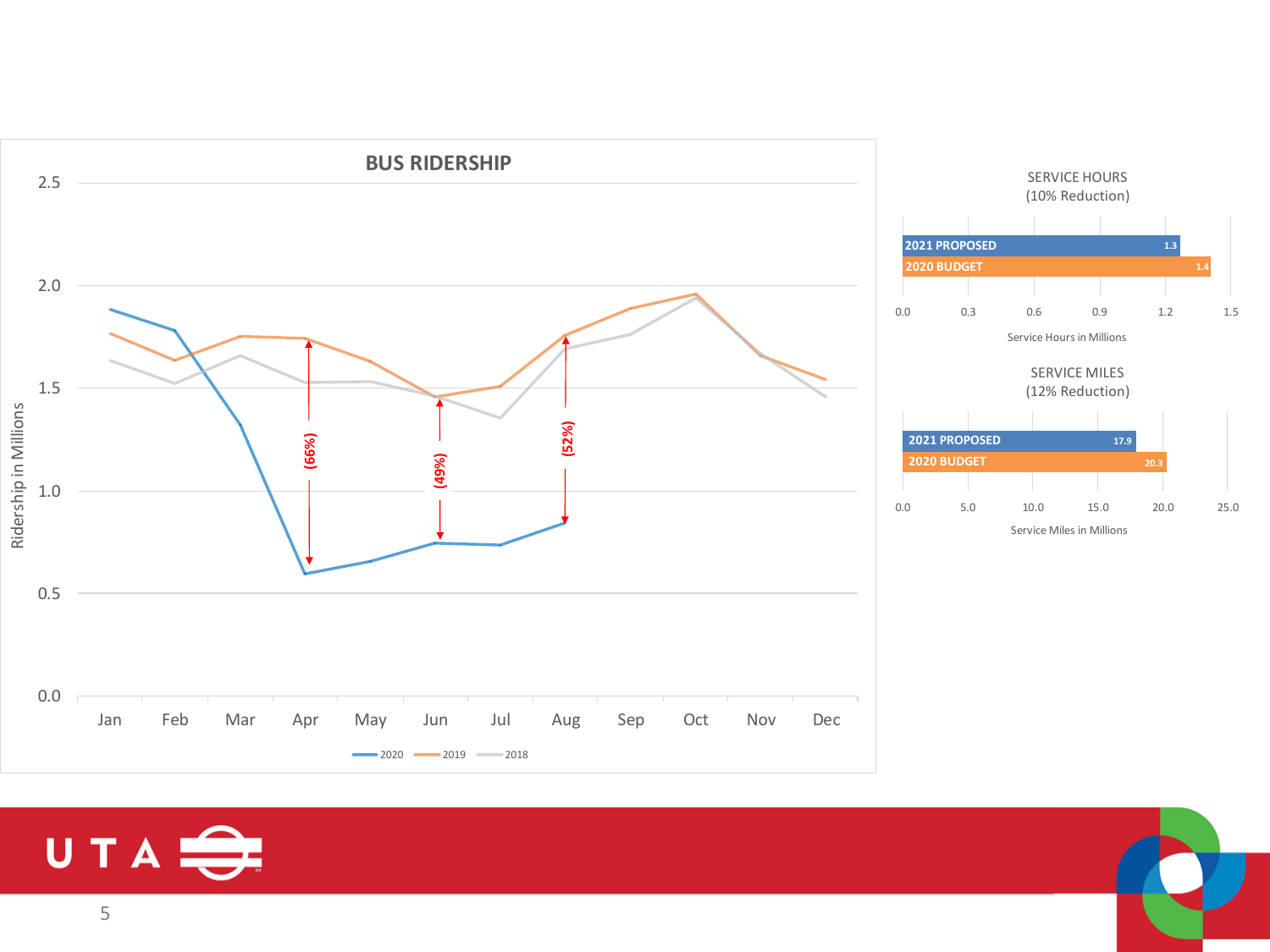## BUS RIDERSHIP

Ridership in Millions (2020, 2019, 2018), Jan–Dec

- Apr: (66%)
- Jun: (49%)
- Aug: (52%)

### SERVICE HOURS (10% Reduction)

| | Service Hours in Millions |
|---|---|
| 2021 PROPOSED | 1.3 |
| 2020 BUDGET | 1.4 |

### SERVICE MILES (12% Reduction)

| | Service Miles in Millions |
|---|---|
| 2021 PROPOSED | 17.9 |
| 2020 BUDGET | 20.3 |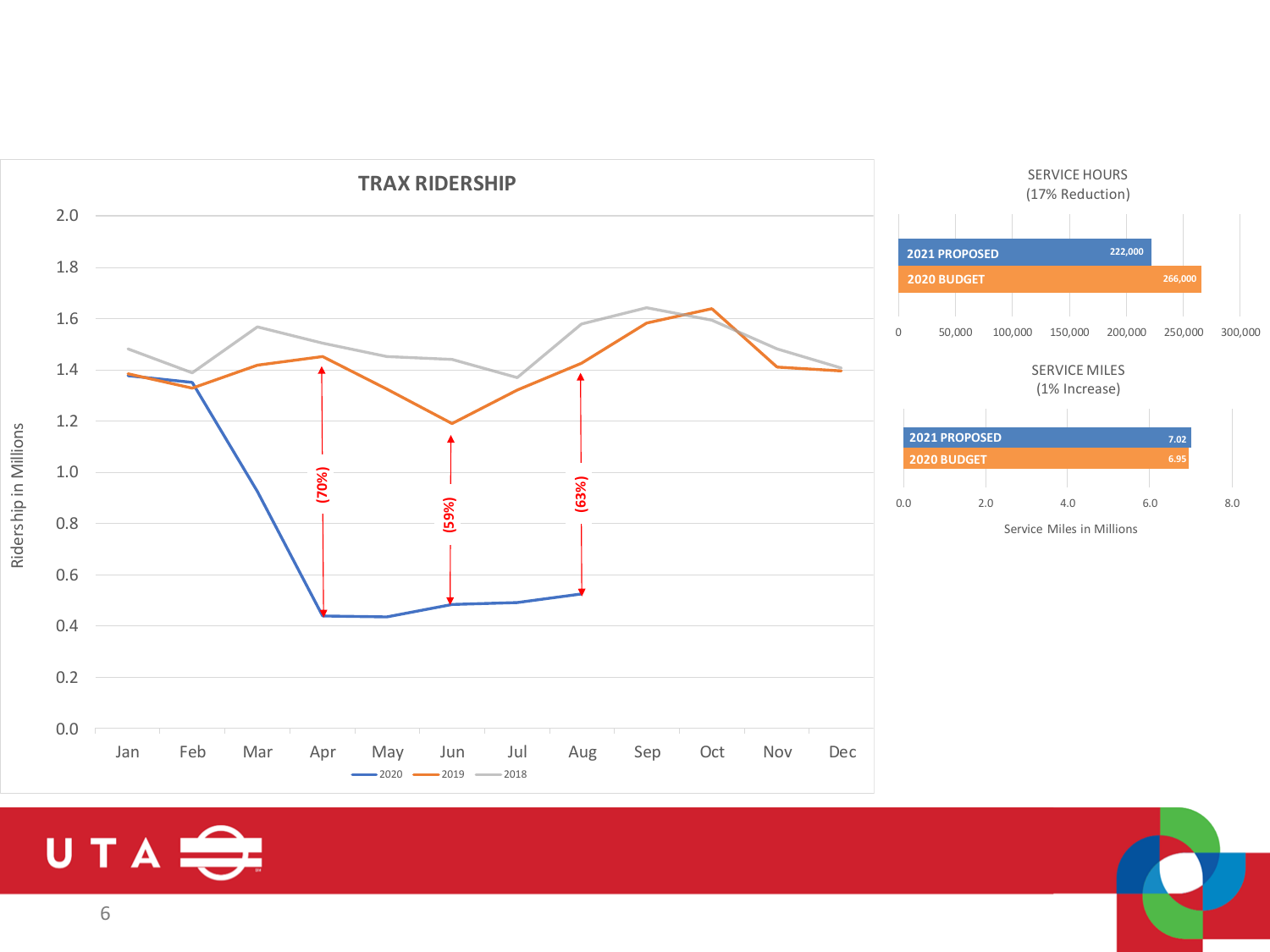## TRAX RIDERSHIP

Ridership in Millions

| | Jan | Feb | Mar | Apr | May | Jun | Jul | Aug | Sep | Oct | Nov | Dec |
|---|---|---|---|---|---|---|---|---|---|---|---|---|

Legend: 2020, 2019, 2018

(70%) — Apr
(59%) — Jun
(63%) — Aug

## SERVICE HOURS
(17% Reduction)

| | Service Hours |
|---|---|
| 2021 PROPOSED | 222,000 |
| 2020 BUDGET | 266,000 |

## SERVICE MILES
(1% Increase)

| | Service Miles in Millions |
|---|---|
| 2021 PROPOSED | 7.02 |
| 2020 BUDGET | 6.95 |

UTA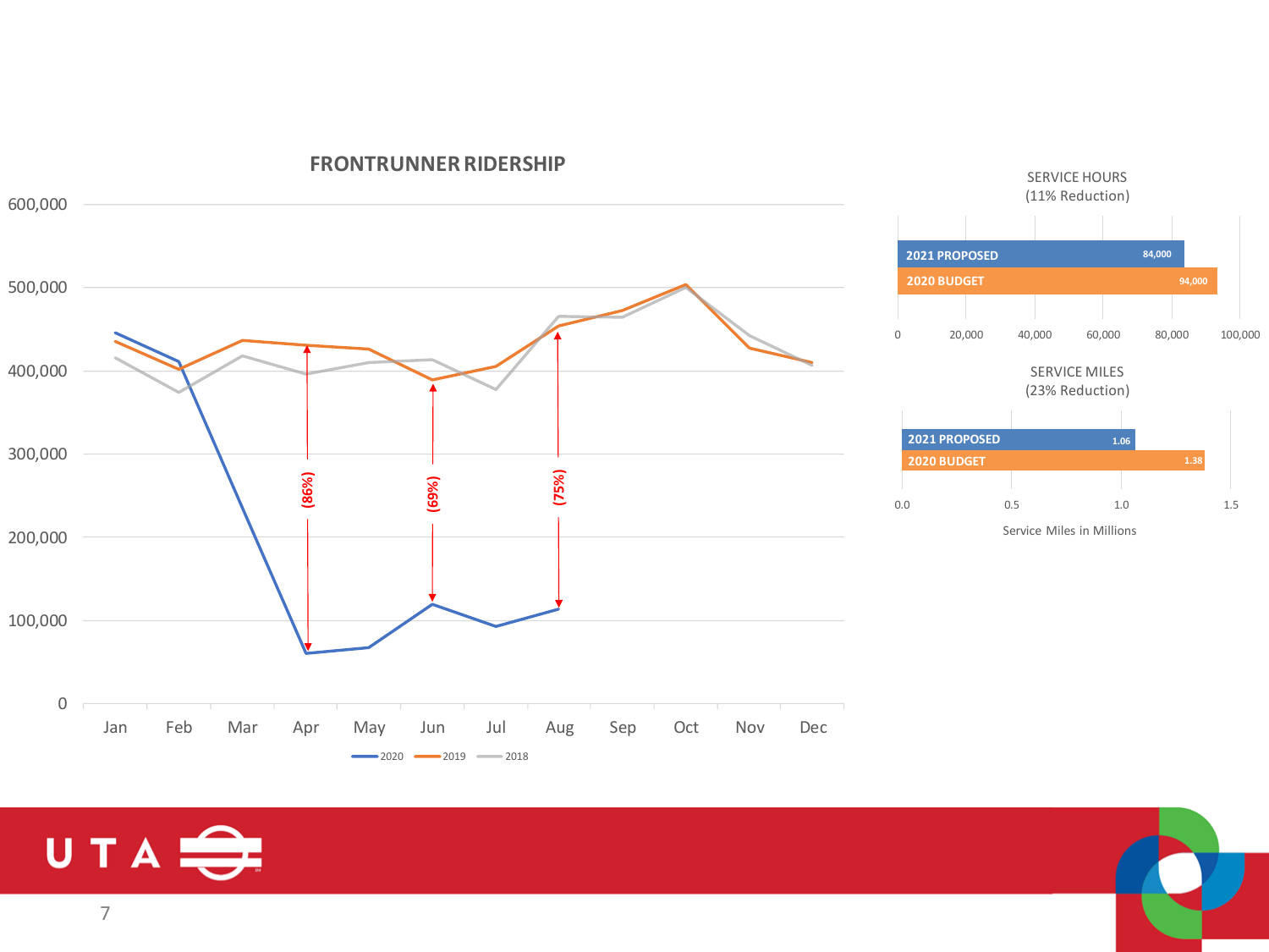## FRONTRUNNER RIDERSHIP

(86%)

(69%)

(75%)

Legend: 2020, 2019, 2018

### SERVICE HOURS (11% Reduction)

| | Service Hours |
|---|---|
| 2021 PROPOSED | 84,000 |
| 2020 BUDGET | 94,000 |

### SERVICE MILES (23% Reduction)

| | Service Miles in Millions |
|---|---|
| 2021 PROPOSED | 1.06 |
| 2020 BUDGET | 1.38 |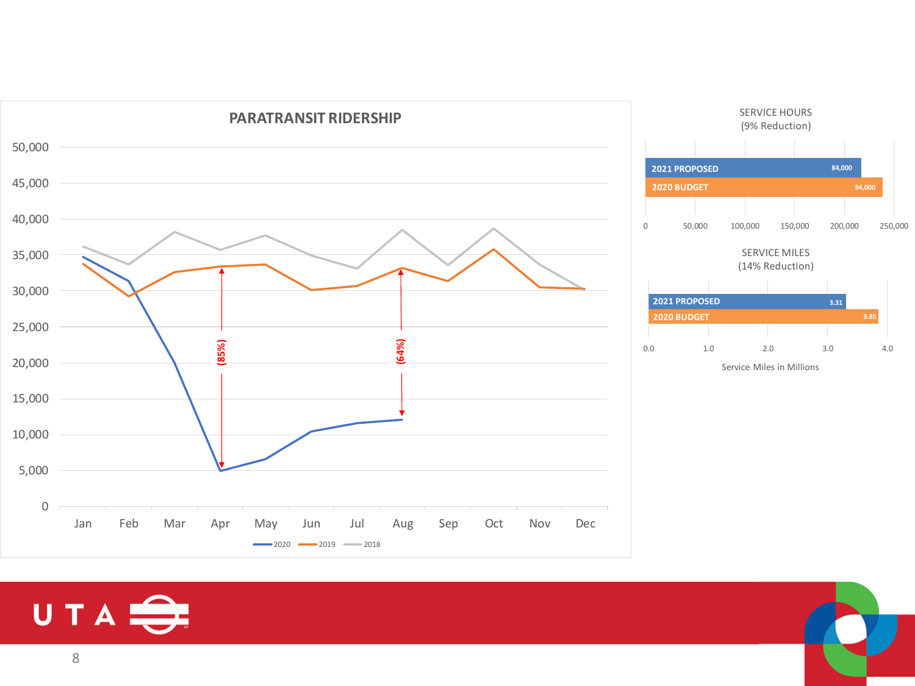## PARATRANSIT RIDERSHIP

(85%)

(64%)

2020 | 2019 | 2018

### SERVICE HOURS
(9% Reduction)

| | Service Hours |
|---|---|
| 2021 PROPOSED | 84,000 |
| 2020 BUDGET | 94,000 |

### SERVICE MILES
(14% Reduction)

| | Service Miles in Millions |
|---|---|
| 2021 PROPOSED | 3.31 |
| 2020 BUDGET | 3.85 |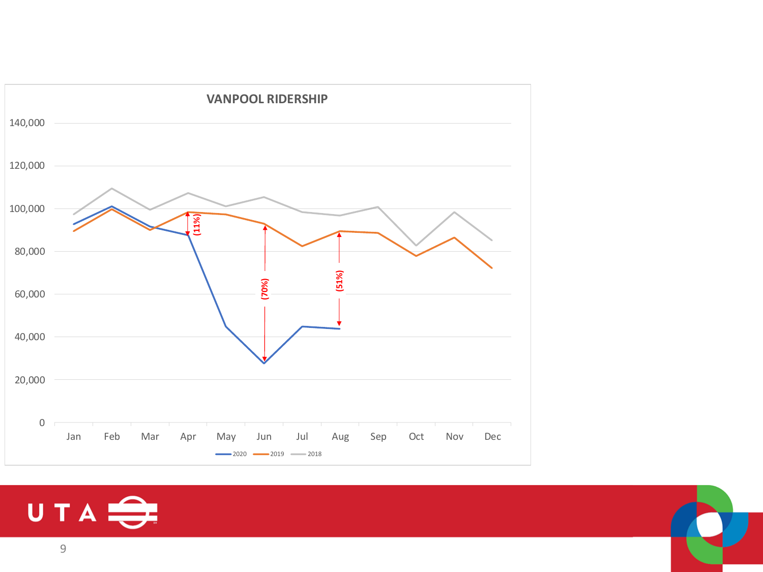## VANPOOL RIDERSHIP

140,000
120,000
100,000
80,000
60,000
40,000
20,000
0

Jan Feb Mar Apr May Jun Jul Aug Sep Oct Nov Dec

(11%) (70%) (51%)

2020 2019 2018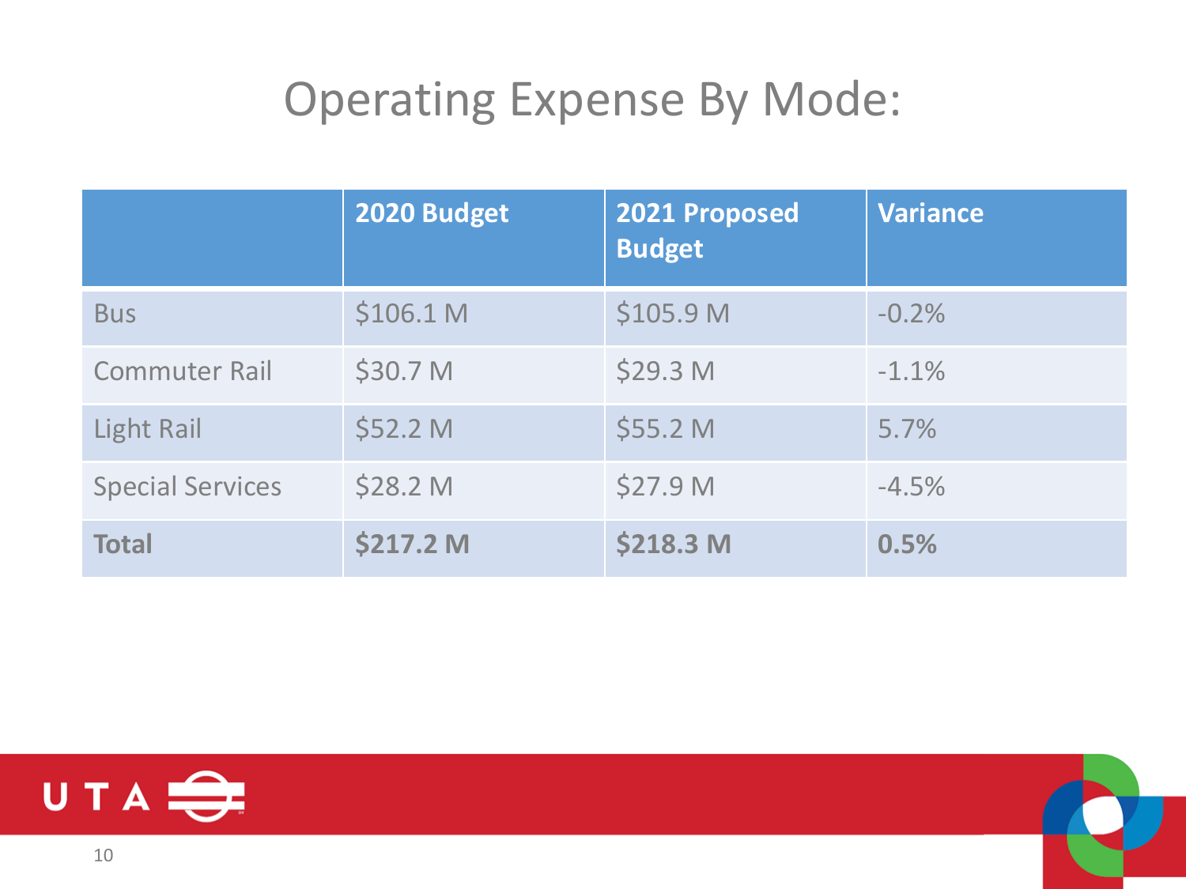# Operating Expense By Mode:

| | 2020 Budget | 2021 Proposed Budget | Variance |
|---|---|---|---|
| Bus | $106.1 M | $105.9 M | -0.2% |
| Commuter Rail | $30.7 M | $29.3 M | -1.1% |
| Light Rail | $52.2 M | $55.2 M | 5.7% |
| Special Services | $28.2 M | $27.9 M | -4.5% |
| **Total** | **$217.2 M** | **$218.3 M** | **0.5%** |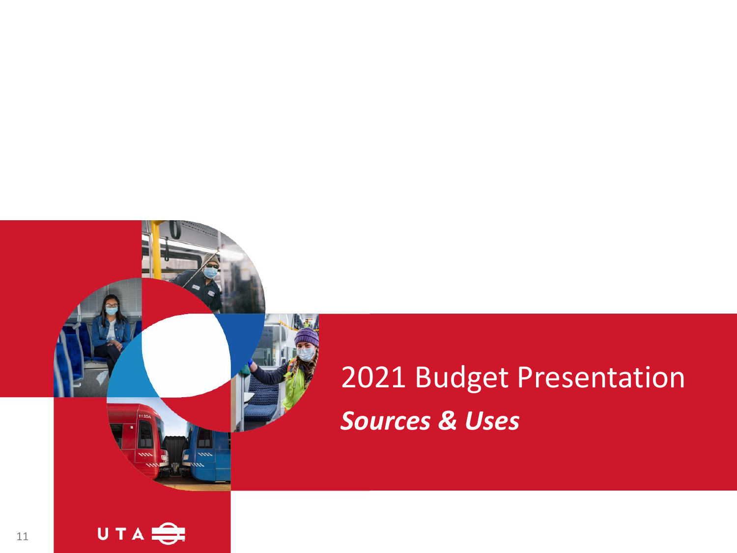# 2021 Budget Presentation

## ***Sources & Uses***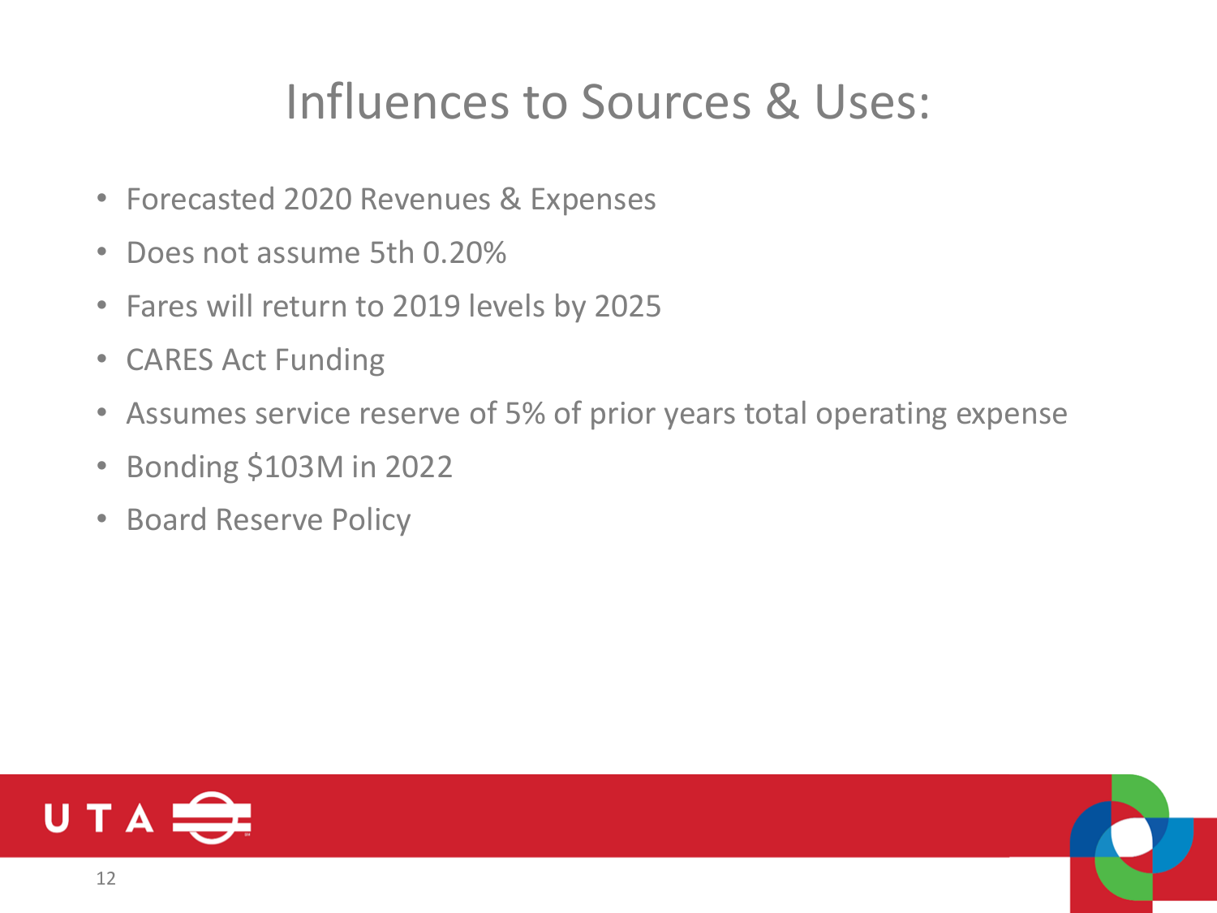# Influences to Sources & Uses:

- Forecasted 2020 Revenues & Expenses
- Does not assume 5th 0.20%
- Fares will return to 2019 levels by 2025
- CARES Act Funding
- Assumes service reserve of 5% of prior years total operating expense
- Bonding $103M in 2022
- Board Reserve Policy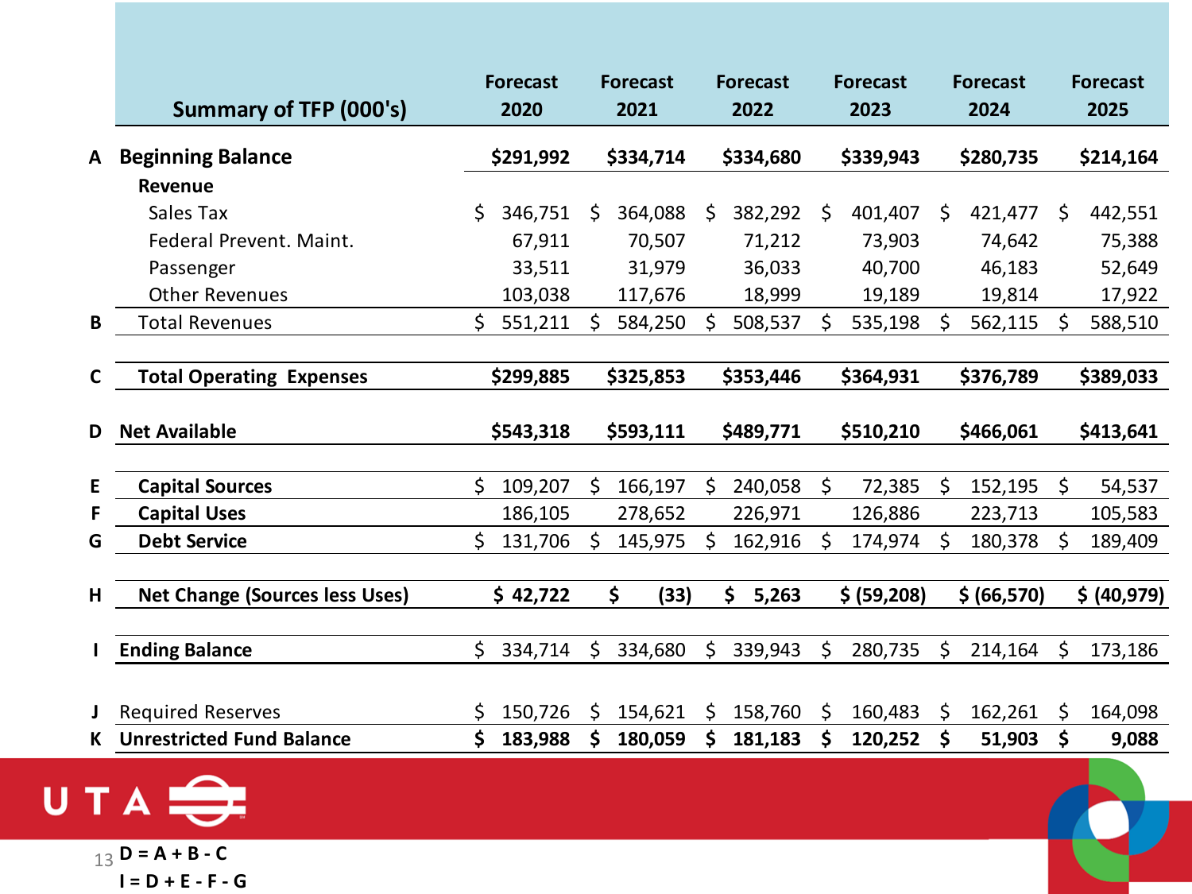| | Summary of TFP (000's) | Forecast 2020 | Forecast 2021 | Forecast 2022 | Forecast 2023 | Forecast 2024 | Forecast 2025 |
|---|---|---|---|---|---|---|---|
| A | **Beginning Balance** | **$291,992** | **$334,714** | **$334,680** | **$339,943** | **$280,735** | **$214,164** |
| | **Revenue** | | | | | | |
| | Sales Tax | $ 346,751 | $ 364,088 | $ 382,292 | $ 401,407 | $ 421,477 | $ 442,551 |
| | Federal Prevent. Maint. | 67,911 | 70,507 | 71,212 | 73,903 | 74,642 | 75,388 |
| | Passenger | 33,511 | 31,979 | 36,033 | 40,700 | 46,183 | 52,649 |
| | Other Revenues | 103,038 | 117,676 | 18,999 | 19,189 | 19,814 | 17,922 |
| B | Total Revenues | $ 551,211 | $ 584,250 | $ 508,537 | $ 535,198 | $ 562,115 | $ 588,510 |
| C | **Total Operating Expenses** | **$299,885** | **$325,853** | **$353,446** | **$364,931** | **$376,789** | **$389,033** |
| D | **Net Available** | **$543,318** | **$593,111** | **$489,771** | **$510,210** | **$466,061** | **$413,641** |
| E | **Capital Sources** | $ 109,207 | $ 166,197 | $ 240,058 | $ 72,385 | $ 152,195 | $ 54,537 |
| F | **Capital Uses** | 186,105 | 278,652 | 226,971 | 126,886 | 223,713 | 105,583 |
| G | **Debt Service** | $ 131,706 | $ 145,975 | $ 162,916 | $ 174,974 | $ 180,378 | $ 189,409 |
| H | **Net Change (Sources less Uses)** | **$ 42,722** | **$ (33)** | **$ 5,263** | **$ (59,208)** | **$ (66,570)** | **$ (40,979)** |
| I | **Ending Balance** | $ 334,714 | $ 334,680 | $ 339,943 | $ 280,735 | $ 214,164 | $ 173,186 |
| J | Required Reserves | $ 150,726 | $ 154,621 | $ 158,760 | $ 160,483 | $ 162,261 | $ 164,098 |
| K | **Unrestricted Fund Balance** | **$ 183,988** | **$ 180,059** | **$ 181,183** | **$ 120,252** | **$ 51,903** | **$ 9,088** |

**D = A + B - C**

**I = D + E - F - G**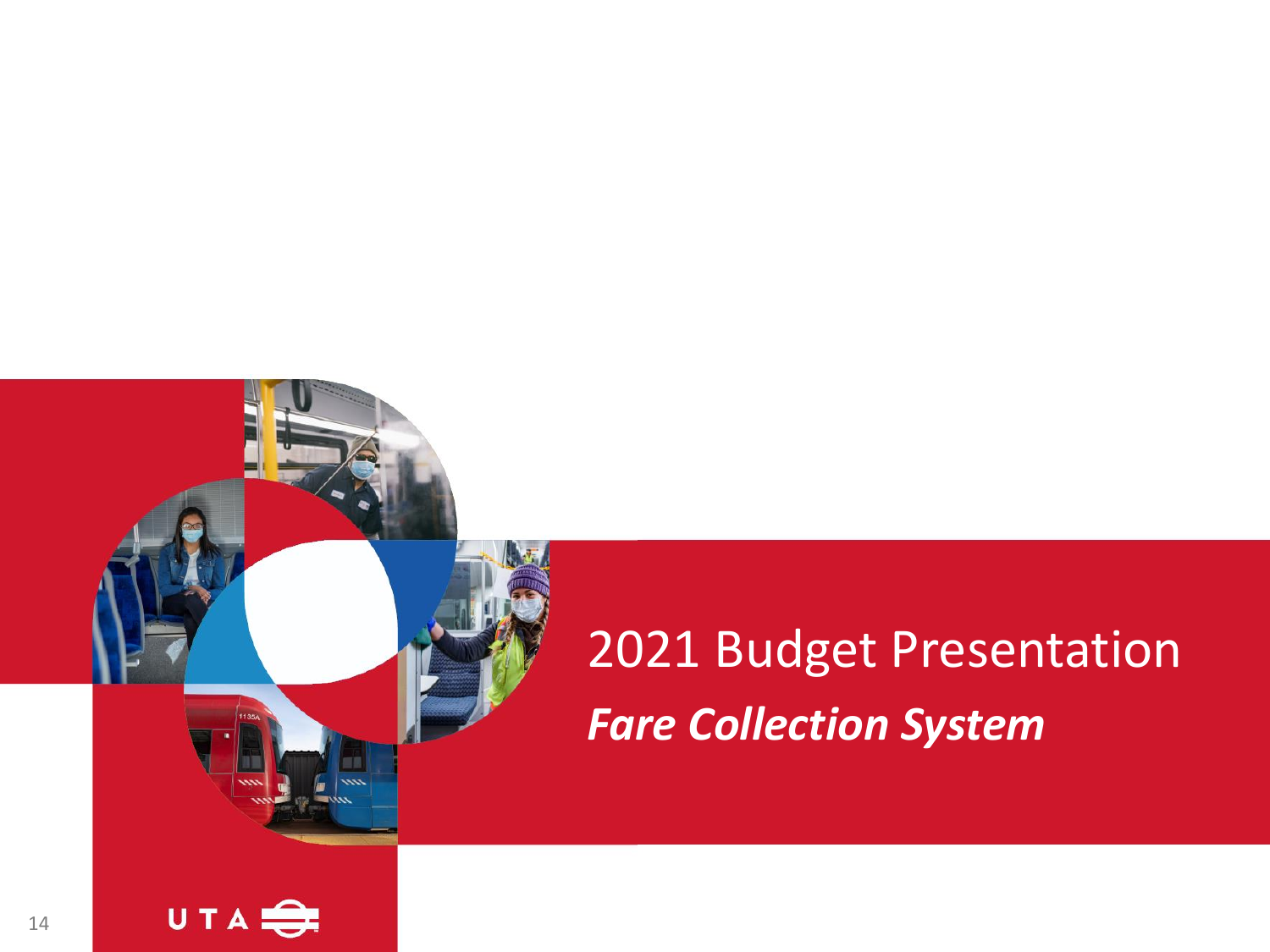# 2021 Budget Presentation

***Fare Collection System***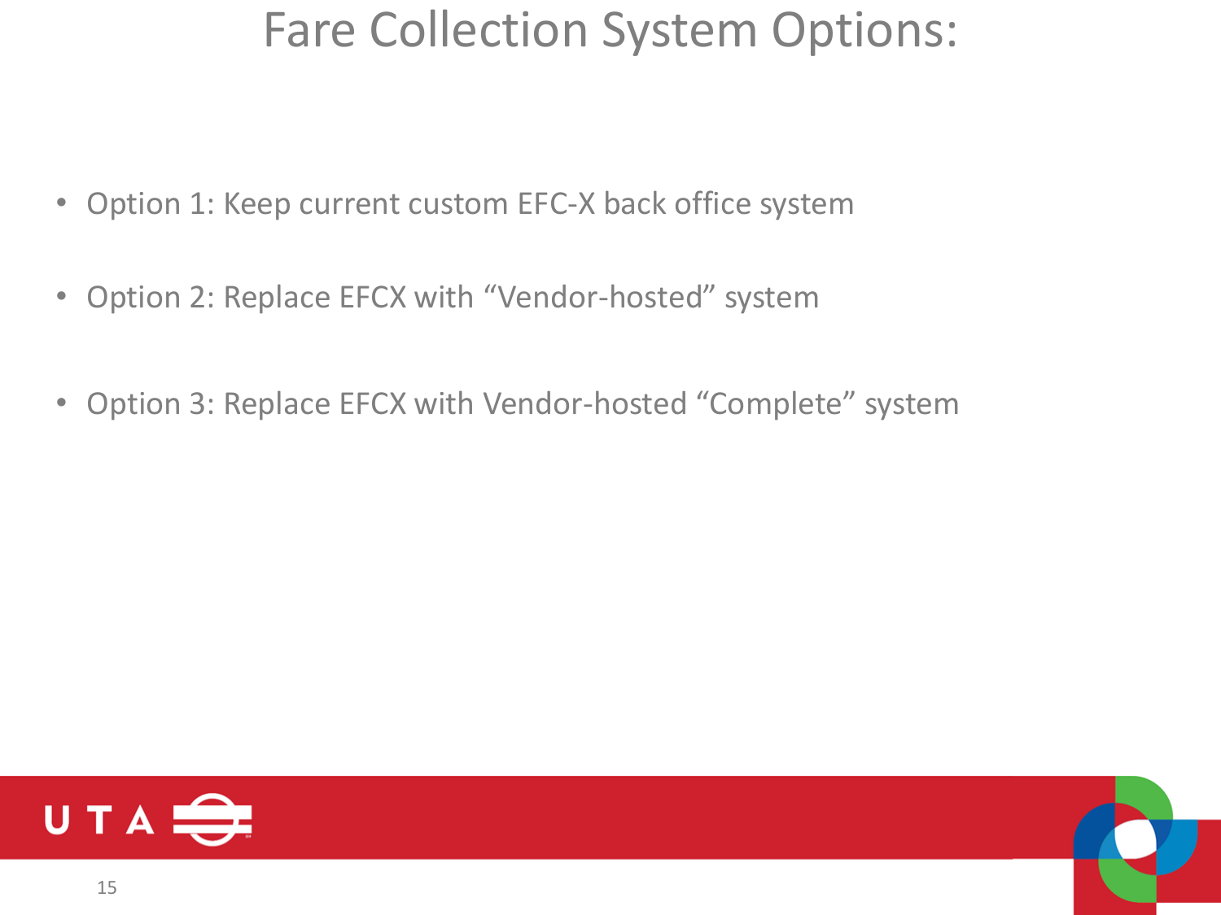# Fare Collection System Options:

- Option 1: Keep current custom EFC-X back office system
- Option 2: Replace EFCX with "Vendor-hosted" system
- Option 3: Replace EFCX with Vendor-hosted "Complete" system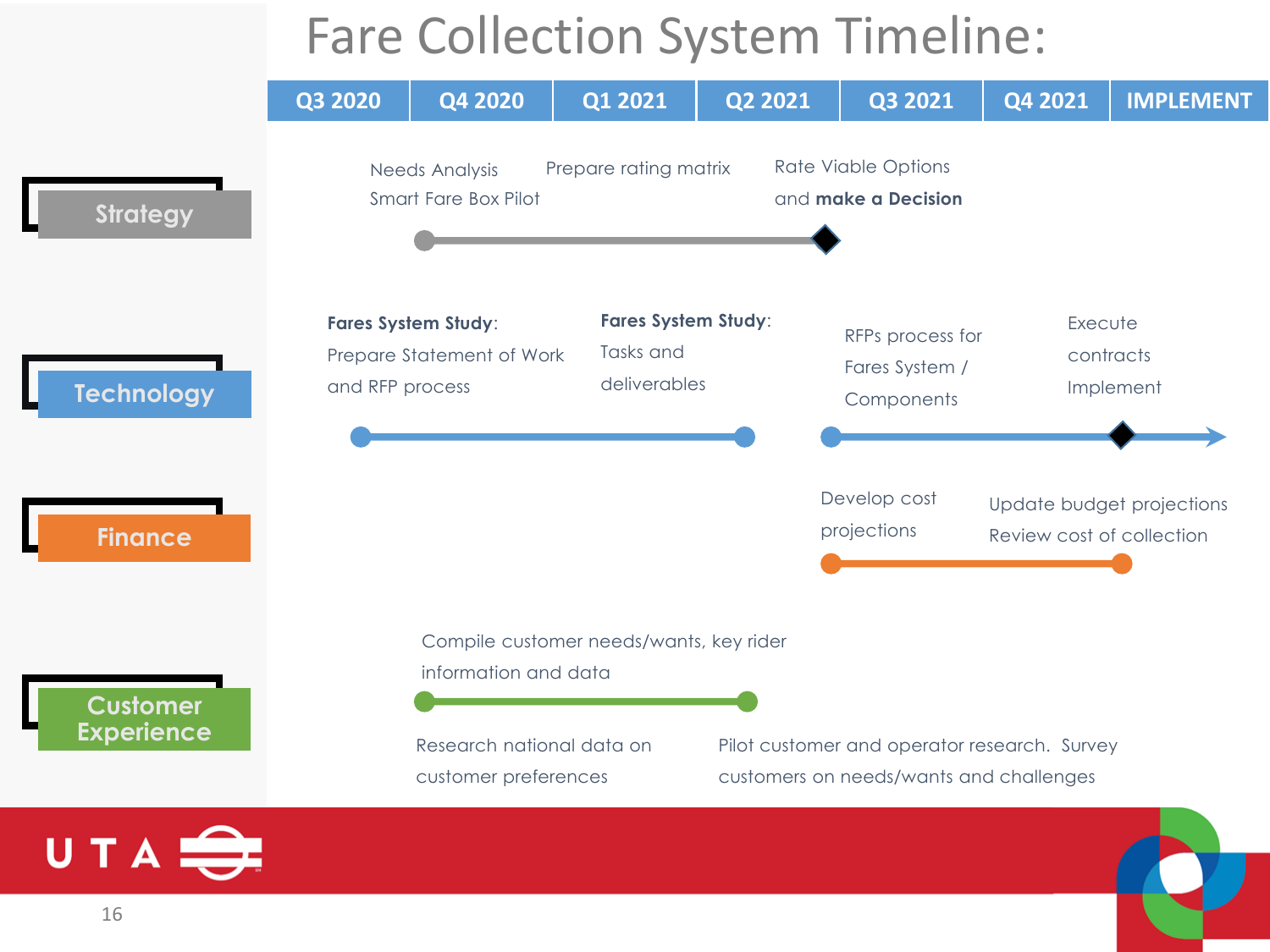# Fare Collection System Timeline:

| | Q3 2020 | Q4 2020 | Q1 2021 | Q2 2021 | Q3 2021 | Q4 2021 | IMPLEMENT |
|---|---|---|---|---|---|---|---|
| **Strategy** | | Needs Analysis<br>Smart Fare Box Pilot | Prepare rating matrix | Rate Viable Options and **make a Decision** | | | |
| **Technology** | | **Fares System Study**: Prepare Statement of Work and RFP process | **Fares System Study**: Tasks and deliverables | | RFPs process for Fares System / Components | Execute contracts<br>Implement | |
| **Finance** | | | | | Develop cost projections | Update budget projections<br>Review cost of collection | |
| **Customer Experience** | | Compile customer needs/wants, key rider information and data<br>Research national data on customer preferences | | Pilot customer and operator research. Survey customers on needs/wants and challenges | | | |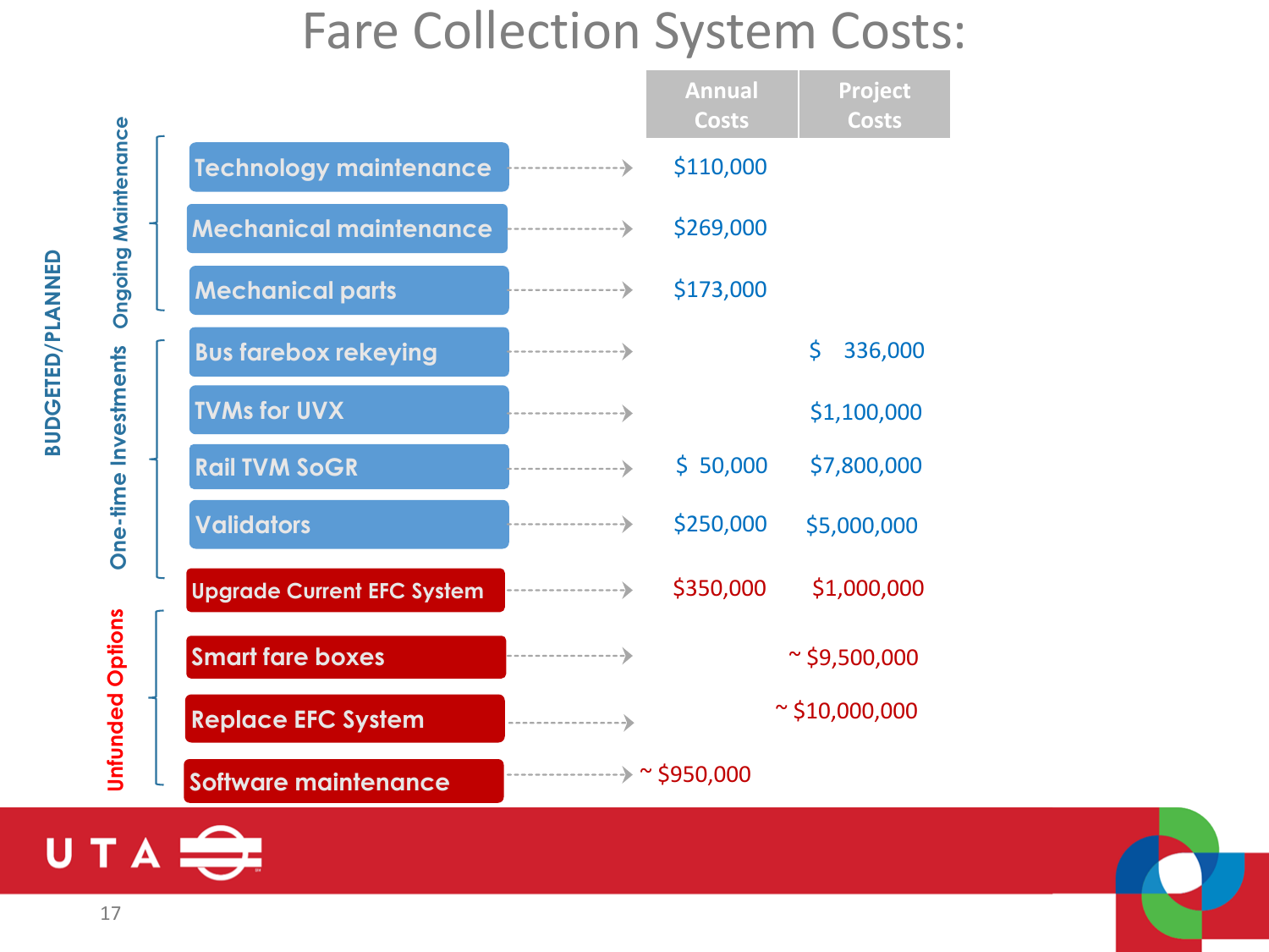# Fare Collection System Costs:

| Category | Subcategory | Item | Annual Costs | Project Costs |
|---|---|---|---|---|
| BUDGETED/PLANNED | Ongoing Maintenance | Technology maintenance | $110,000 | |
| | | Mechanical maintenance | $269,000 | |
| | | Mechanical parts | $173,000 | |
| | One-time Investments | Bus farebox rekeying | | $ 336,000 |
| | | TVMs for UVX | | $1,100,000 |
| | | Rail TVM SoGR | $ 50,000 | $7,800,000 |
| | | Validators | $250,000 | $5,000,000 |
| Unfunded Options | | Upgrade Current EFC System | $350,000 | $1,000,000 |
| | | Smart fare boxes | | ~ $9,500,000 |
| | | Replace EFC System | | ~ $10,000,000 |
| | | Software maintenance | ~ $950,000 | |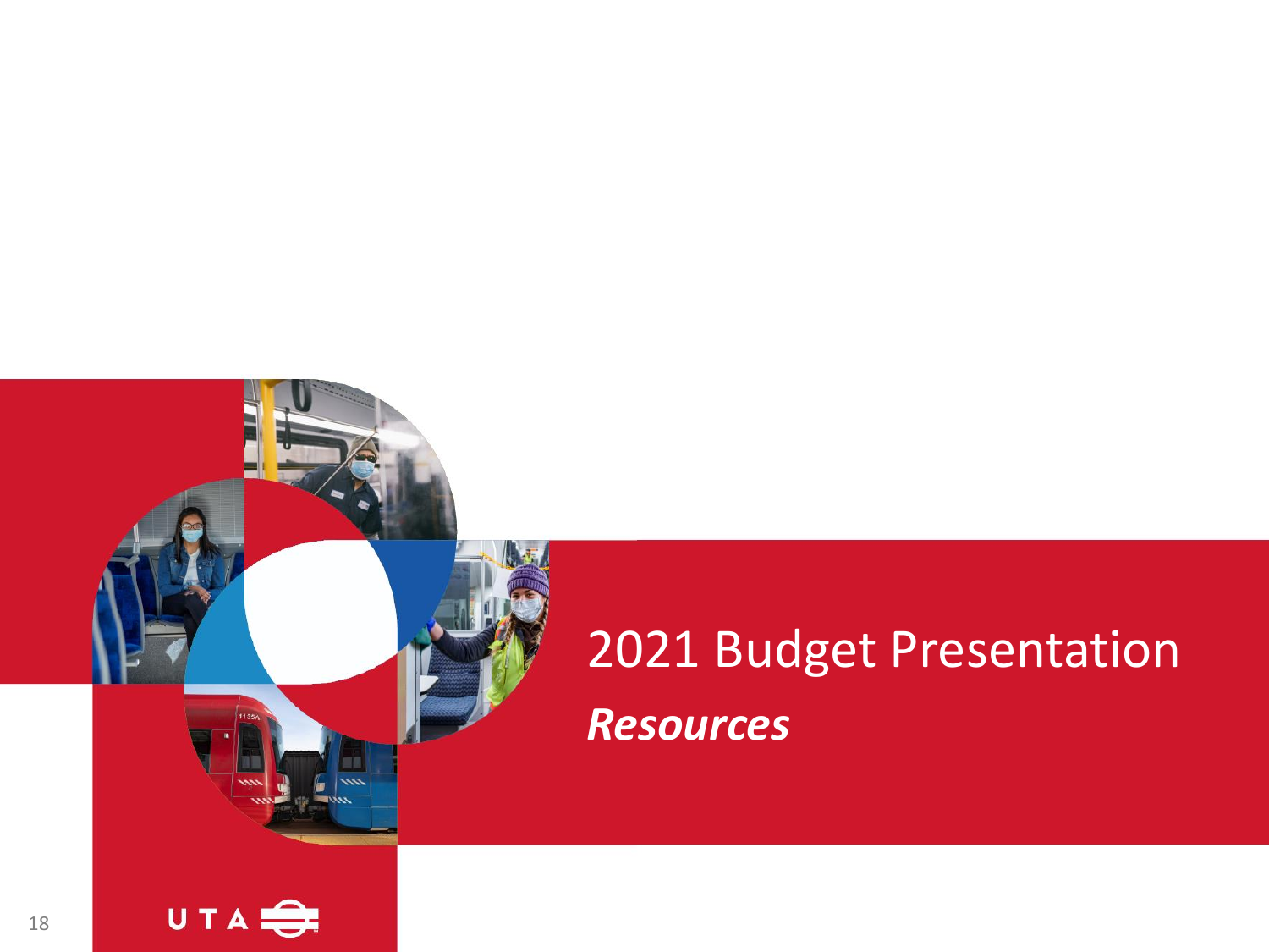# 2021 Budget Presentation

## *Resources*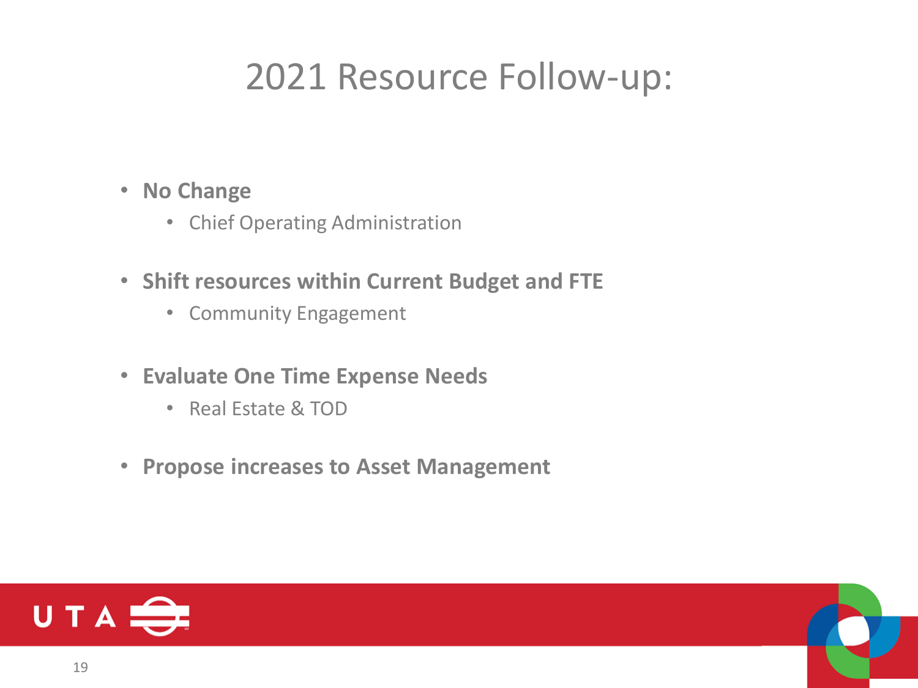# 2021 Resource Follow-up:

- **No Change**
  - Chief Operating Administration
- **Shift resources within Current Budget and FTE**
  - Community Engagement
- **Evaluate One Time Expense Needs**
  - Real Estate & TOD
- **Propose increases to Asset Management**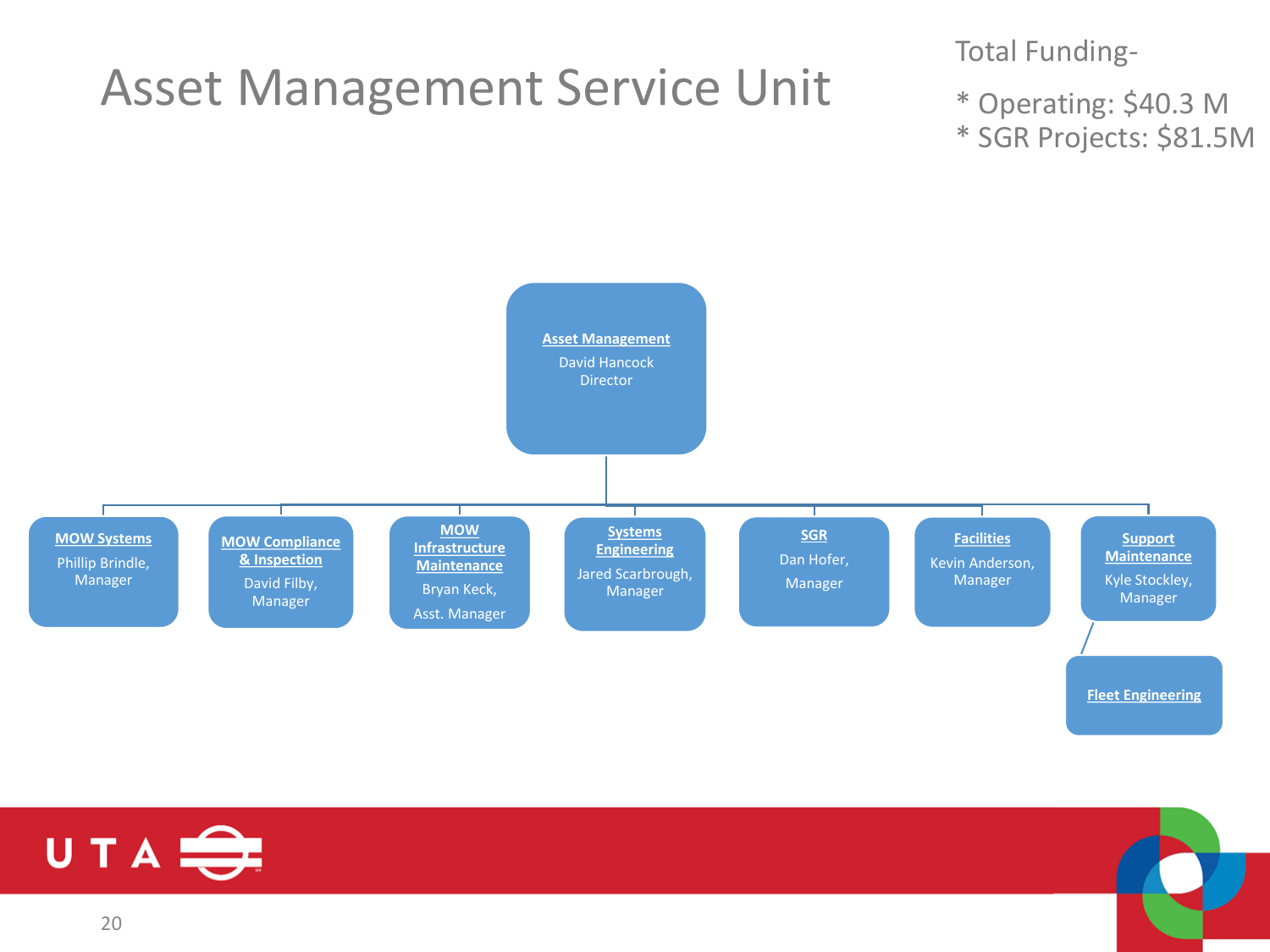# Asset Management Service Unit

Total Funding-

* Operating: $40.3 M
* SGR Projects: $81.5M

**Asset Management**
David Hancock
Director

- **MOW Systems** — Phillip Brindle, Manager
- **MOW Compliance & Inspection** — David Filby, Manager
- **MOW Infrastructure Maintenance** — Bryan Keck, Asst. Manager
- **Systems Engineering** — Jared Scarbrough, Manager
- **SGR** — Dan Hofer, Manager
- **Facilities** — Kevin Anderson, Manager
- **Support Maintenance** — Kyle Stockley, Manager
  - **Fleet Engineering**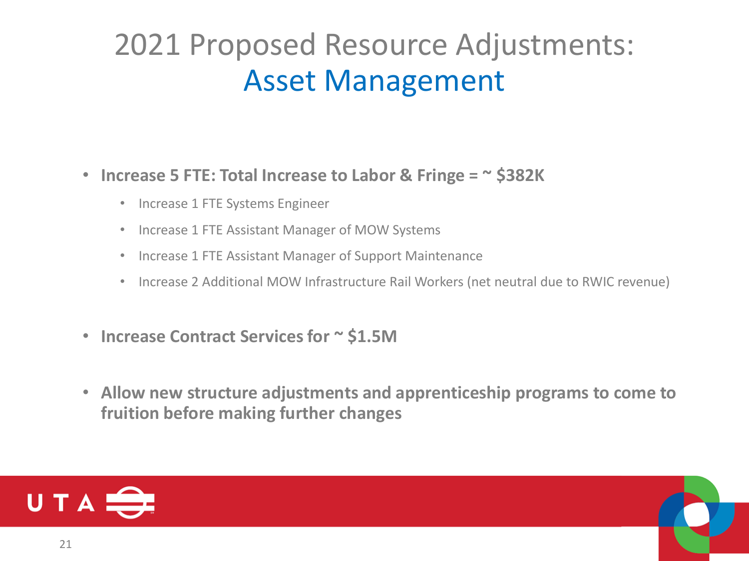# 2021 Proposed Resource Adjustments: Asset Management

- **Increase 5 FTE: Total Increase to Labor & Fringe = ~ $382K**
  - Increase 1 FTE Systems Engineer
  - Increase 1 FTE Assistant Manager of MOW Systems
  - Increase 1 FTE Assistant Manager of Support Maintenance
  - Increase 2 Additional MOW Infrastructure Rail Workers (net neutral due to RWIC revenue)
- **Increase Contract Services for ~ $1.5M**
- **Allow new structure adjustments and apprenticeship programs to come to fruition before making further changes**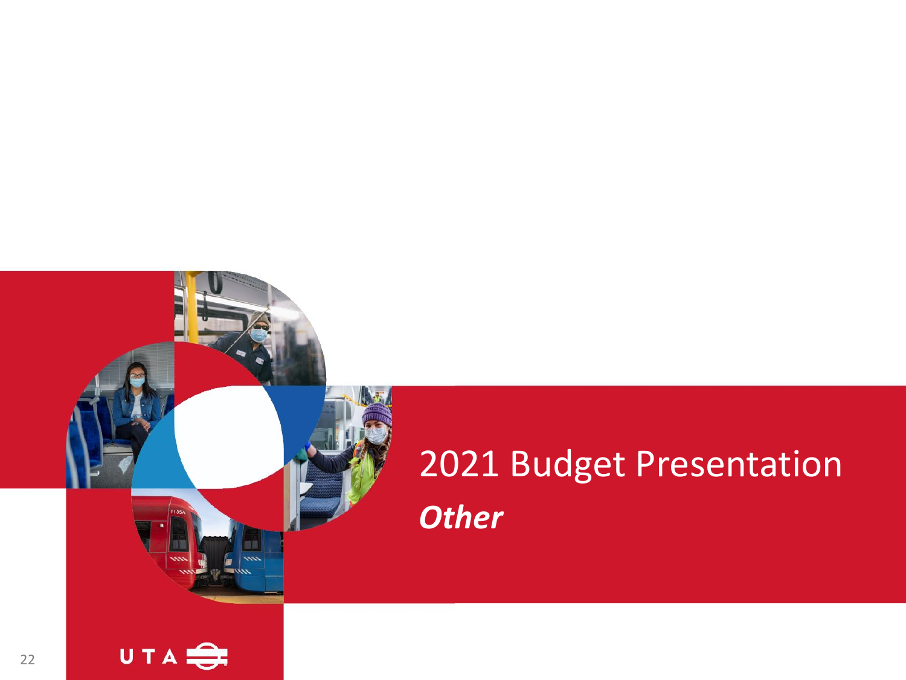# 2021 Budget Presentation

## *Other*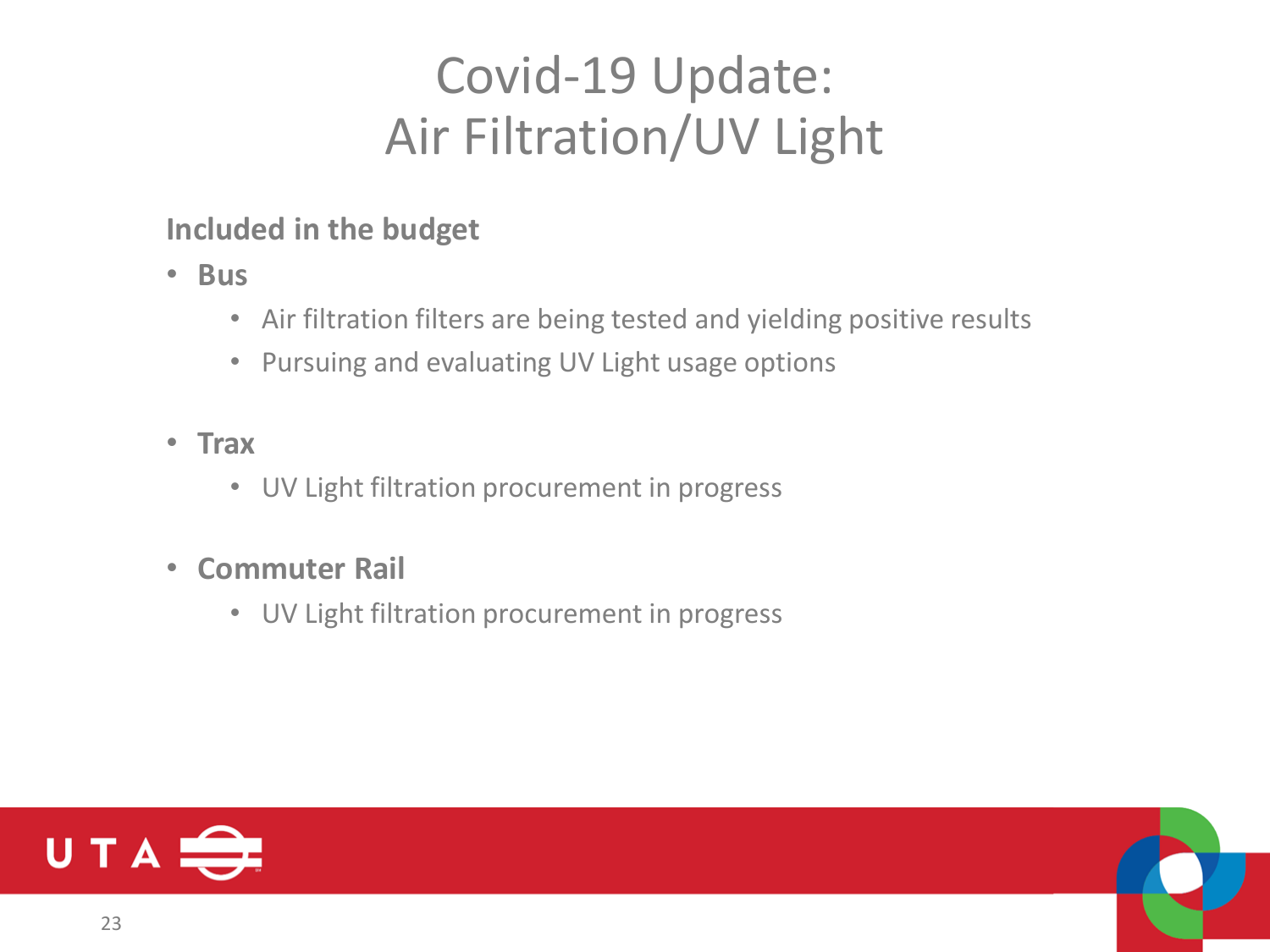# Covid-19 Update: Air Filtration/UV Light

**Included in the budget**

- **Bus**
  - Air filtration filters are being tested and yielding positive results
  - Pursuing and evaluating UV Light usage options
- **Trax**
  - UV Light filtration procurement in progress
- **Commuter Rail**
  - UV Light filtration procurement in progress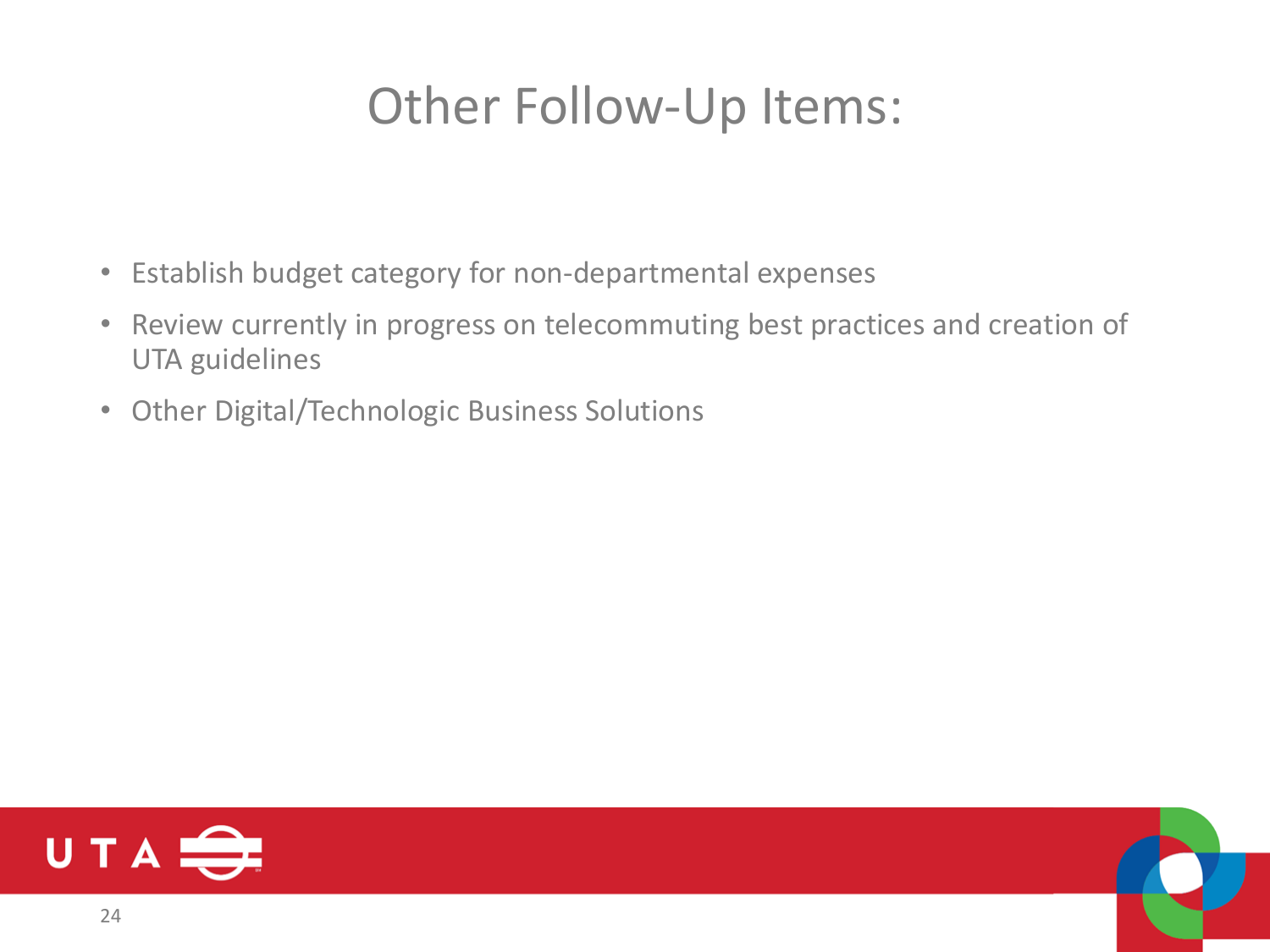# Other Follow-Up Items:

- Establish budget category for non-departmental expenses
- Review currently in progress on telecommuting best practices and creation of UTA guidelines
- Other Digital/Technologic Business Solutions